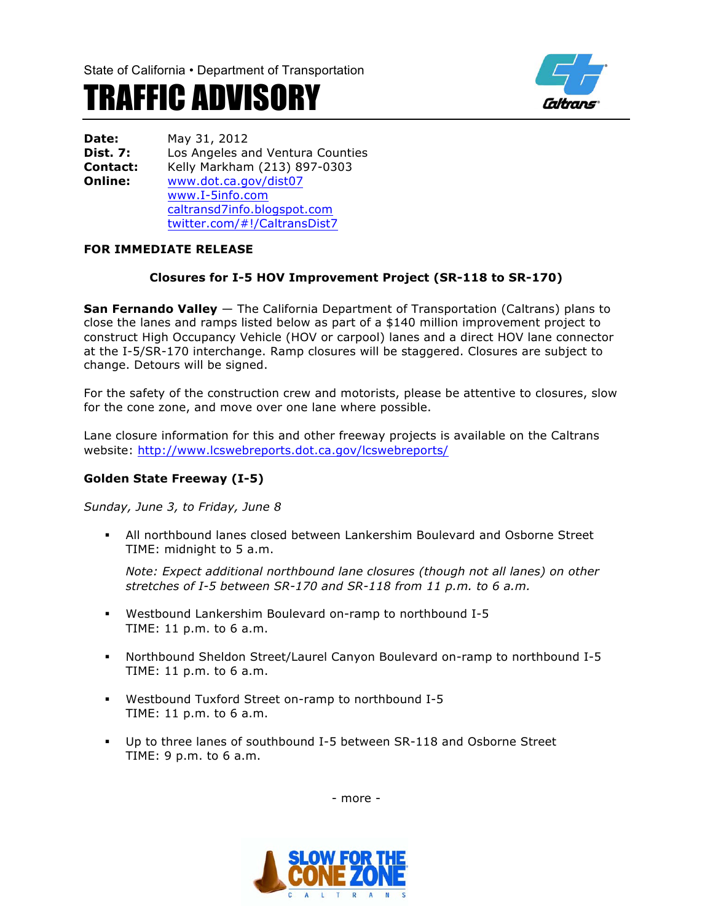State of California • Department of Transportation

# TRAFFIC ADVISORY

**Date:** May 31, 2012
**Dist. 7:** Los Angeles and Ventura Counties
**Contact:** Kelly Markham (213) 897-0303
**Online:** www.dot.ca.gov/dist07
www.I-5info.com
caltransd7info.blogspot.com
twitter.com/#!/CaltransDist7

**FOR IMMEDIATE RELEASE**

**Closures for I-5 HOV Improvement Project (SR-118 to SR-170)**

**San Fernando Valley** — The California Department of Transportation (Caltrans) plans to close the lanes and ramps listed below as part of a $140 million improvement project to construct High Occupancy Vehicle (HOV or carpool) lanes and a direct HOV lane connector at the I-5/SR-170 interchange. Ramp closures will be staggered. Closures are subject to change. Detours will be signed.

For the safety of the construction crew and motorists, please be attentive to closures, slow for the cone zone, and move over one lane where possible.

Lane closure information for this and other freeway projects is available on the Caltrans website: http://www.lcswebreports.dot.ca.gov/lcswebreports/

**Golden State Freeway (I-5)**

*Sunday, June 3, to Friday, June 8*

- All northbound lanes closed between Lankershim Boulevard and Osborne Street
  TIME: midnight to 5 a.m.

  *Note: Expect additional northbound lane closures (though not all lanes) on other stretches of I-5 between SR-170 and SR-118 from 11 p.m. to 6 a.m.*

- Westbound Lankershim Boulevard on-ramp to northbound I-5
  TIME: 11 p.m. to 6 a.m.

- Northbound Sheldon Street/Laurel Canyon Boulevard on-ramp to northbound I-5
  TIME: 11 p.m. to 6 a.m.

- Westbound Tuxford Street on-ramp to northbound I-5
  TIME: 11 p.m. to 6 a.m.

- Up to three lanes of southbound I-5 between SR-118 and Osborne Street
  TIME: 9 p.m. to 6 a.m.

- more -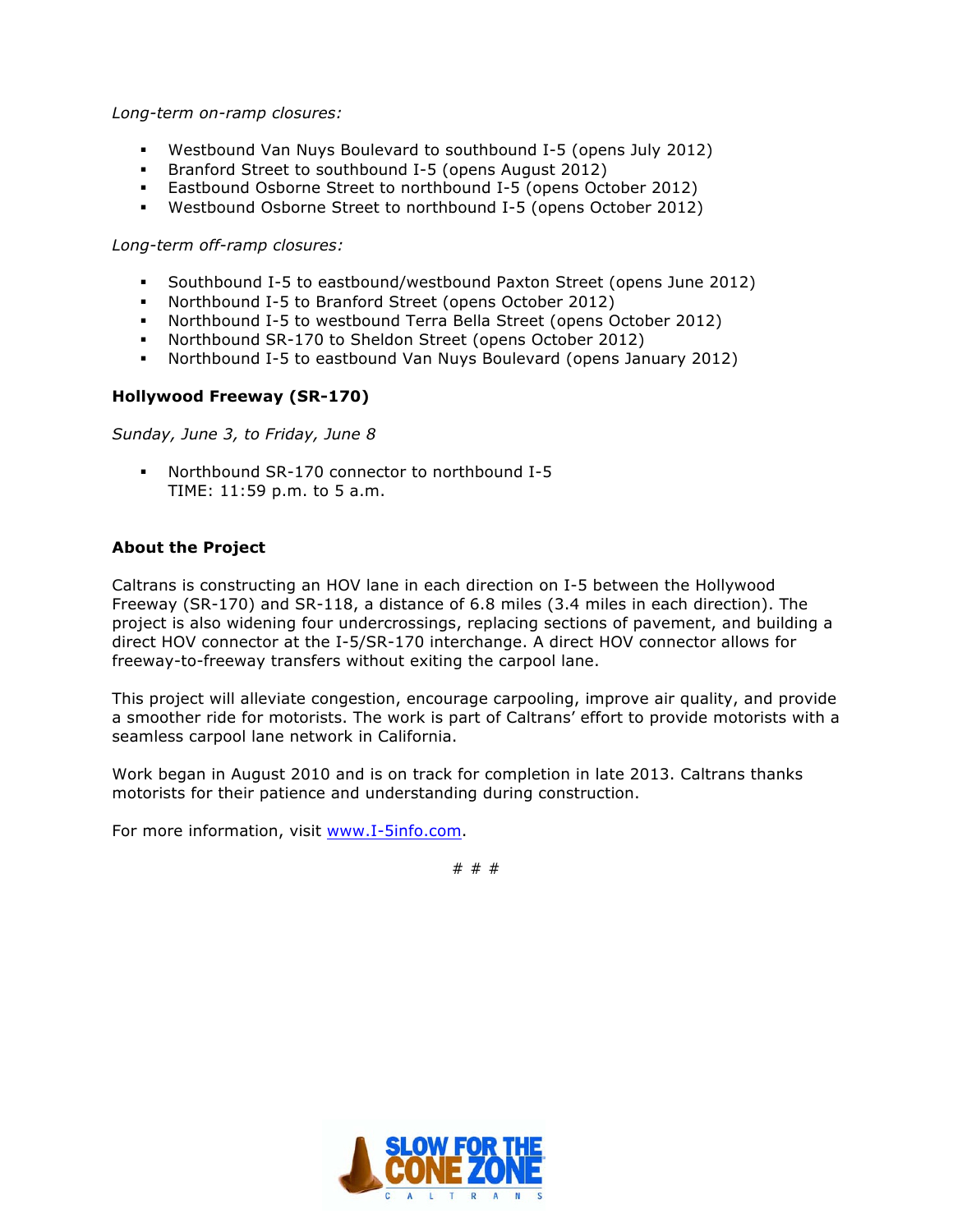*Long-term on-ramp closures:*

- Westbound Van Nuys Boulevard to southbound I-5 (opens July 2012)
- Branford Street to southbound I-5 (opens August 2012)
- Eastbound Osborne Street to northbound I-5 (opens October 2012)
- Westbound Osborne Street to northbound I-5 (opens October 2012)

*Long-term off-ramp closures:*

- Southbound I-5 to eastbound/westbound Paxton Street (opens June 2012)
- Northbound I-5 to Branford Street (opens October 2012)
- Northbound I-5 to westbound Terra Bella Street (opens October 2012)
- Northbound SR-170 to Sheldon Street (opens October 2012)
- Northbound I-5 to eastbound Van Nuys Boulevard (opens January 2012)

**Hollywood Freeway (SR-170)**

*Sunday, June 3, to Friday, June 8*

- Northbound SR-170 connector to northbound I-5
  TIME: 11:59 p.m. to 5 a.m.

**About the Project**

Caltrans is constructing an HOV lane in each direction on I-5 between the Hollywood Freeway (SR-170) and SR-118, a distance of 6.8 miles (3.4 miles in each direction). The project is also widening four undercrossings, replacing sections of pavement, and building a direct HOV connector at the I-5/SR-170 interchange. A direct HOV connector allows for freeway-to-freeway transfers without exiting the carpool lane.

This project will alleviate congestion, encourage carpooling, improve air quality, and provide a smoother ride for motorists. The work is part of Caltrans' effort to provide motorists with a seamless carpool lane network in California.

Work began in August 2010 and is on track for completion in late 2013. Caltrans thanks motorists for their patience and understanding during construction.

For more information, visit [www.I-5info.com](http://www.I-5info.com).

# # #

SLOW FOR THE CONE ZONE
CALTRANS